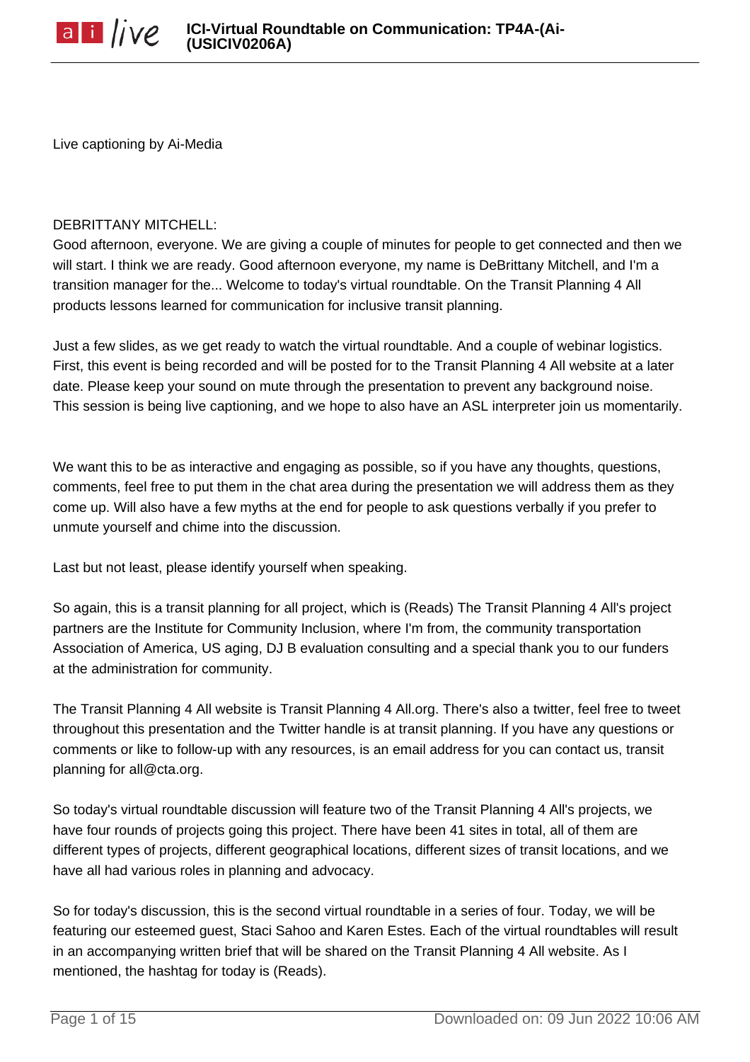Live captioning by Ai-Media

DEBRITTANY MITCHELL:
Good afternoon, everyone. We are giving a couple of minutes for people to get connected and then we will start. I think we are ready. Good afternoon everyone, my name is DeBrittany Mitchell, and I'm a transition manager for the... Welcome to today's virtual roundtable. On the Transit Planning 4 All products lessons learned for communication for inclusive transit planning.

Just a few slides, as we get ready to watch the virtual roundtable. And a couple of webinar logistics. First, this event is being recorded and will be posted for to the Transit Planning 4 All website at a later date. Please keep your sound on mute through the presentation to prevent any background noise. This session is being live captioning, and we hope to also have an ASL interpreter join us momentarily.

We want this to be as interactive and engaging as possible, so if you have any thoughts, questions, comments, feel free to put them in the chat area during the presentation we will address them as they come up. Will also have a few myths at the end for people to ask questions verbally if you prefer to unmute yourself and chime into the discussion.

Last but not least, please identify yourself when speaking.

So again, this is a transit planning for all project, which is (Reads) The Transit Planning 4 All's project partners are the Institute for Community Inclusion, where I'm from, the community transportation Association of America, US aging, DJ B evaluation consulting and a special thank you to our funders at the administration for community.

The Transit Planning 4 All website is Transit Planning 4 All.org. There's also a twitter, feel free to tweet throughout this presentation and the Twitter handle is at transit planning. If you have any questions or comments or like to follow-up with any resources, is an email address for you can contact us, transit planning for all@cta.org.

So today's virtual roundtable discussion will feature two of the Transit Planning 4 All's projects, we have four rounds of projects going this project. There have been 41 sites in total, all of them are different types of projects, different geographical locations, different sizes of transit locations, and we have all had various roles in planning and advocacy.

So for today's discussion, this is the second virtual roundtable in a series of four. Today, we will be featuring our esteemed guest, Staci Sahoo and Karen Estes. Each of the virtual roundtables will result in an accompanying written brief that will be shared on the Transit Planning 4 All website. As I mentioned, the hashtag for today is (Reads).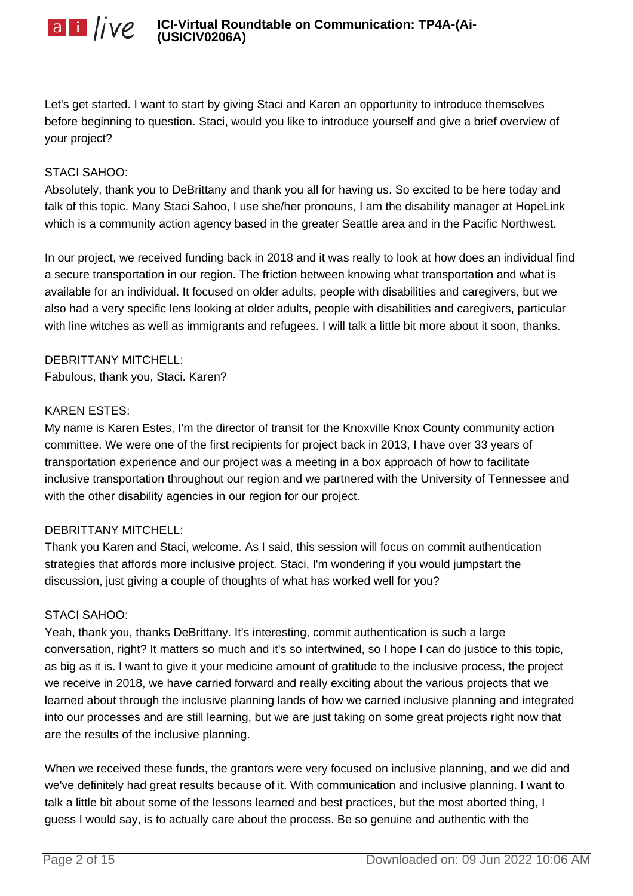Let's get started. I want to start by giving Staci and Karen an opportunity to introduce themselves before beginning to question. Staci, would you like to introduce yourself and give a brief overview of your project?

STACI SAHOO:
Absolutely, thank you to DeBrittany and thank you all for having us. So excited to be here today and talk of this topic. Many Staci Sahoo, I use she/her pronouns, I am the disability manager at HopeLink which is a community action agency based in the greater Seattle area and in the Pacific Northwest.

In our project, we received funding back in 2018 and it was really to look at how does an individual find a secure transportation in our region. The friction between knowing what transportation and what is available for an individual. It focused on older adults, people with disabilities and caregivers, but we also had a very specific lens looking at older adults, people with disabilities and caregivers, particular with line witches as well as immigrants and refugees. I will talk a little bit more about it soon, thanks.

DEBRITTANY MITCHELL:
Fabulous, thank you, Staci. Karen?

KAREN ESTES:
My name is Karen Estes, I'm the director of transit for the Knoxville Knox County community action committee. We were one of the first recipients for project back in 2013, I have over 33 years of transportation experience and our project was a meeting in a box approach of how to facilitate inclusive transportation throughout our region and we partnered with the University of Tennessee and with the other disability agencies in our region for our project.

DEBRITTANY MITCHELL:
Thank you Karen and Staci, welcome. As I said, this session will focus on commit authentication strategies that affords more inclusive project. Staci, I'm wondering if you would jumpstart the discussion, just giving a couple of thoughts of what has worked well for you?

STACI SAHOO:
Yeah, thank you, thanks DeBrittany. It's interesting, commit authentication is such a large conversation, right? It matters so much and it's so intertwined, so I hope I can do justice to this topic, as big as it is. I want to give it your medicine amount of gratitude to the inclusive process, the project we receive in 2018, we have carried forward and really exciting about the various projects that we learned about through the inclusive planning lands of how we carried inclusive planning and integrated into our processes and are still learning, but we are just taking on some great projects right now that are the results of the inclusive planning.

When we received these funds, the grantors were very focused on inclusive planning, and we did and we've definitely had great results because of it. With communication and inclusive planning. I want to talk a little bit about some of the lessons learned and best practices, but the most aborted thing, I guess I would say, is to actually care about the process. Be so genuine and authentic with the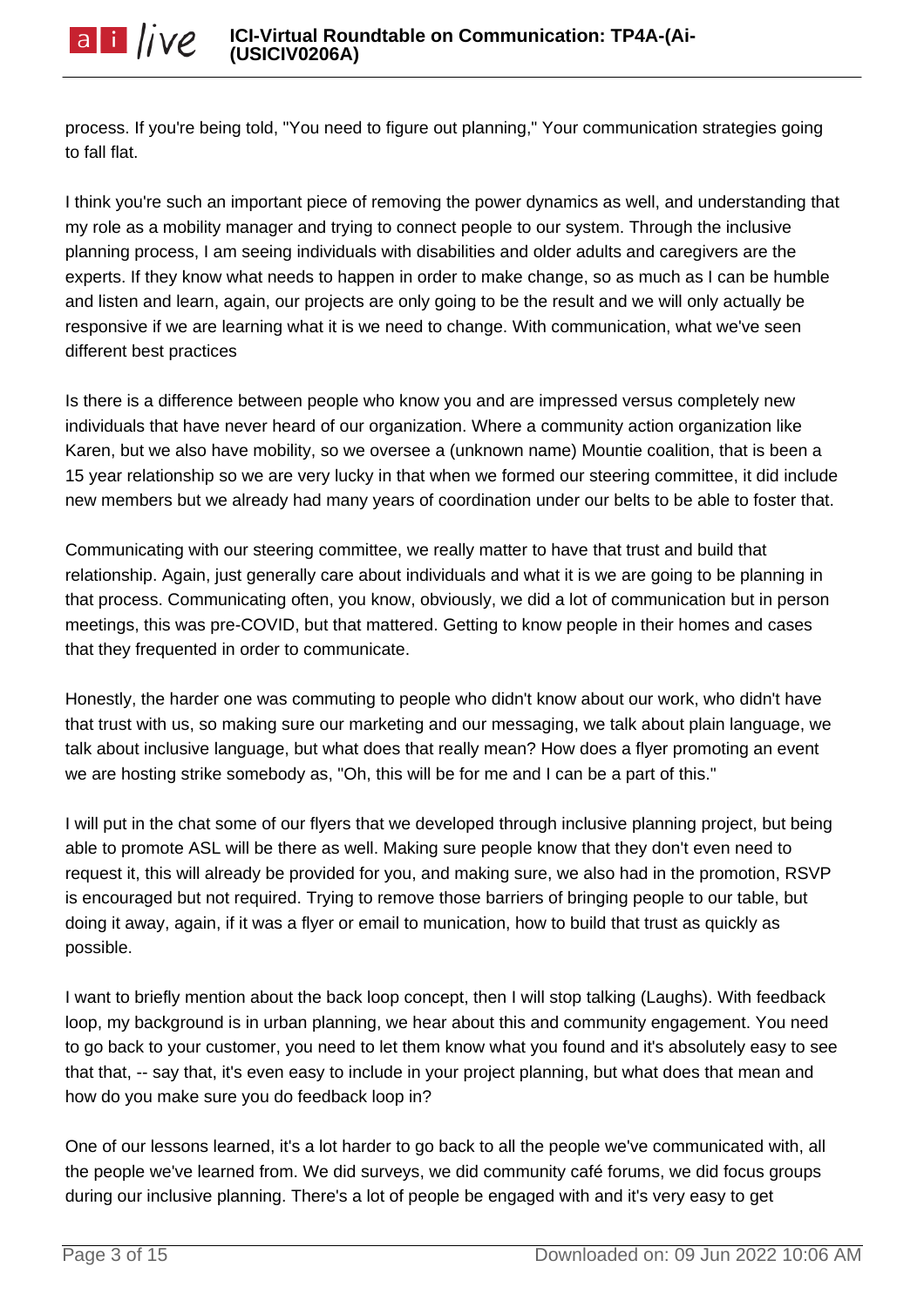process. If you're being told, "You need to figure out planning," Your communication strategies going to fall flat.

I think you're such an important piece of removing the power dynamics as well, and understanding that my role as a mobility manager and trying to connect people to our system. Through the inclusive planning process, I am seeing individuals with disabilities and older adults and caregivers are the experts. If they know what needs to happen in order to make change, so as much as I can be humble and listen and learn, again, our projects are only going to be the result and we will only actually be responsive if we are learning what it is we need to change. With communication, what we've seen different best practices

Is there is a difference between people who know you and are impressed versus completely new individuals that have never heard of our organization. Where a community action organization like Karen, but we also have mobility, so we oversee a (unknown name) Mountie coalition, that is been a 15 year relationship so we are very lucky in that when we formed our steering committee, it did include new members but we already had many years of coordination under our belts to be able to foster that.

Communicating with our steering committee, we really matter to have that trust and build that relationship. Again, just generally care about individuals and what it is we are going to be planning in that process. Communicating often, you know, obviously, we did a lot of communication but in person meetings, this was pre-COVID, but that mattered. Getting to know people in their homes and cases that they frequented in order to communicate.

Honestly, the harder one was commuting to people who didn't know about our work, who didn't have that trust with us, so making sure our marketing and our messaging, we talk about plain language, we talk about inclusive language, but what does that really mean? How does a flyer promoting an event we are hosting strike somebody as, "Oh, this will be for me and I can be a part of this."

I will put in the chat some of our flyers that we developed through inclusive planning project, but being able to promote ASL will be there as well. Making sure people know that they don't even need to request it, this will already be provided for you, and making sure, we also had in the promotion, RSVP is encouraged but not required. Trying to remove those barriers of bringing people to our table, but doing it away, again, if it was a flyer or email to munication, how to build that trust as quickly as possible.

I want to briefly mention about the back loop concept, then I will stop talking (Laughs). With feedback loop, my background is in urban planning, we hear about this and community engagement. You need to go back to your customer, you need to let them know what you found and it's absolutely easy to see that that, -- say that, it's even easy to include in your project planning, but what does that mean and how do you make sure you do feedback loop in?

One of our lessons learned, it's a lot harder to go back to all the people we've communicated with, all the people we've learned from. We did surveys, we did community café forums, we did focus groups during our inclusive planning. There's a lot of people be engaged with and it's very easy to get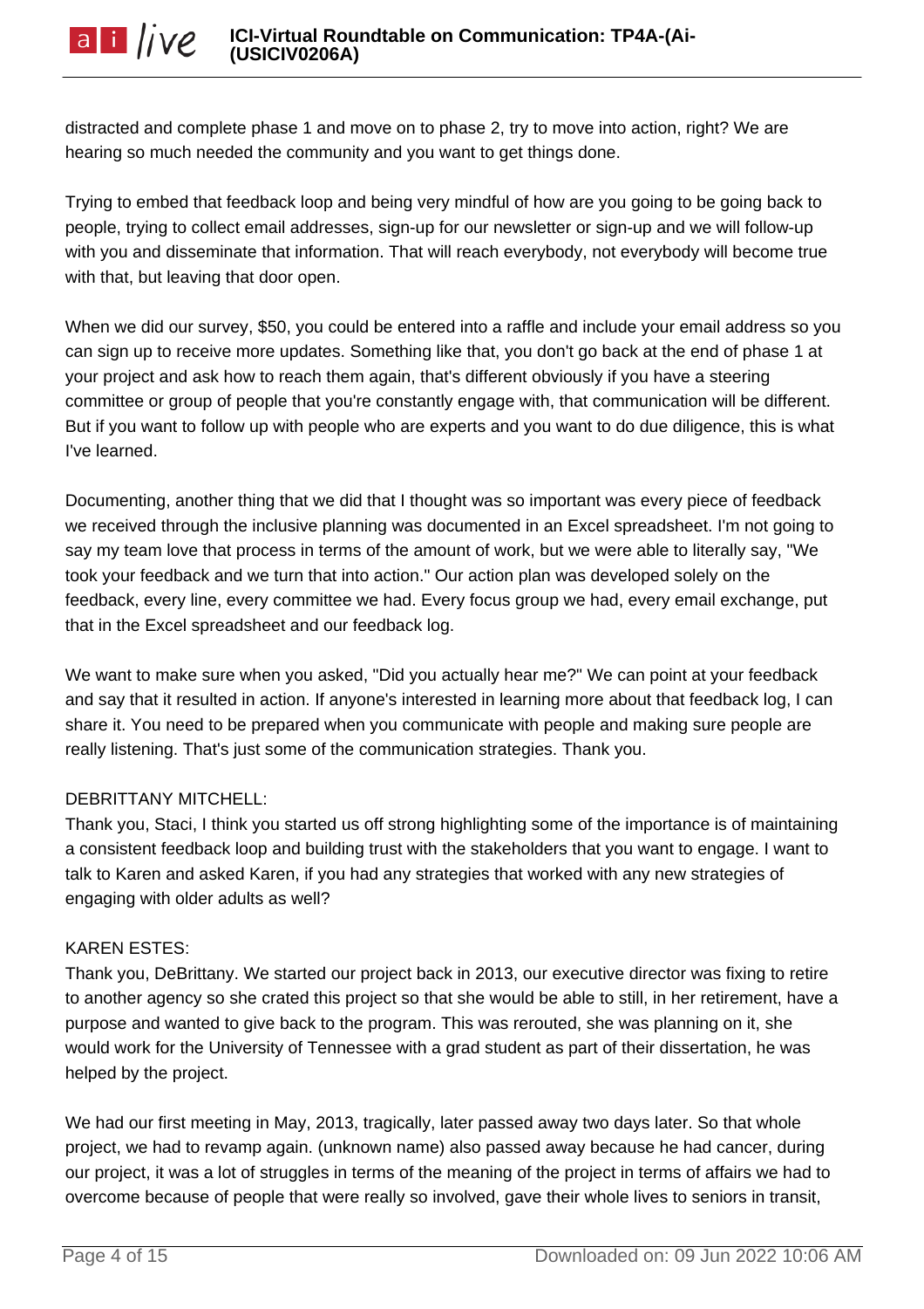distracted and complete phase 1 and move on to phase 2, try to move into action, right? We are hearing so much needed the community and you want to get things done.

Trying to embed that feedback loop and being very mindful of how are you going to be going back to people, trying to collect email addresses, sign-up for our newsletter or sign-up and we will follow-up with you and disseminate that information. That will reach everybody, not everybody will become true with that, but leaving that door open.

When we did our survey, $50, you could be entered into a raffle and include your email address so you can sign up to receive more updates. Something like that, you don't go back at the end of phase 1 at your project and ask how to reach them again, that's different obviously if you have a steering committee or group of people that you're constantly engage with, that communication will be different. But if you want to follow up with people who are experts and you want to do due diligence, this is what I've learned.

Documenting, another thing that we did that I thought was so important was every piece of feedback we received through the inclusive planning was documented in an Excel spreadsheet. I'm not going to say my team love that process in terms of the amount of work, but we were able to literally say, "We took your feedback and we turn that into action." Our action plan was developed solely on the feedback, every line, every committee we had. Every focus group we had, every email exchange, put that in the Excel spreadsheet and our feedback log.

We want to make sure when you asked, "Did you actually hear me?" We can point at your feedback and say that it resulted in action. If anyone's interested in learning more about that feedback log, I can share it. You need to be prepared when you communicate with people and making sure people are really listening. That's just some of the communication strategies. Thank you.

DEBRITTANY MITCHELL:
Thank you, Staci, I think you started us off strong highlighting some of the importance is of maintaining a consistent feedback loop and building trust with the stakeholders that you want to engage. I want to talk to Karen and asked Karen, if you had any strategies that worked with any new strategies of engaging with older adults as well?

KAREN ESTES:
Thank you, DeBrittany. We started our project back in 2013, our executive director was fixing to retire to another agency so she crated this project so that she would be able to still, in her retirement, have a purpose and wanted to give back to the program. This was rerouted, she was planning on it, she would work for the University of Tennessee with a grad student as part of their dissertation, he was helped by the project.

We had our first meeting in May, 2013, tragically, later passed away two days later. So that whole project, we had to revamp again. (unknown name) also passed away because he had cancer, during our project, it was a lot of struggles in terms of the meaning of the project in terms of affairs we had to overcome because of people that were really so involved, gave their whole lives to seniors in transit,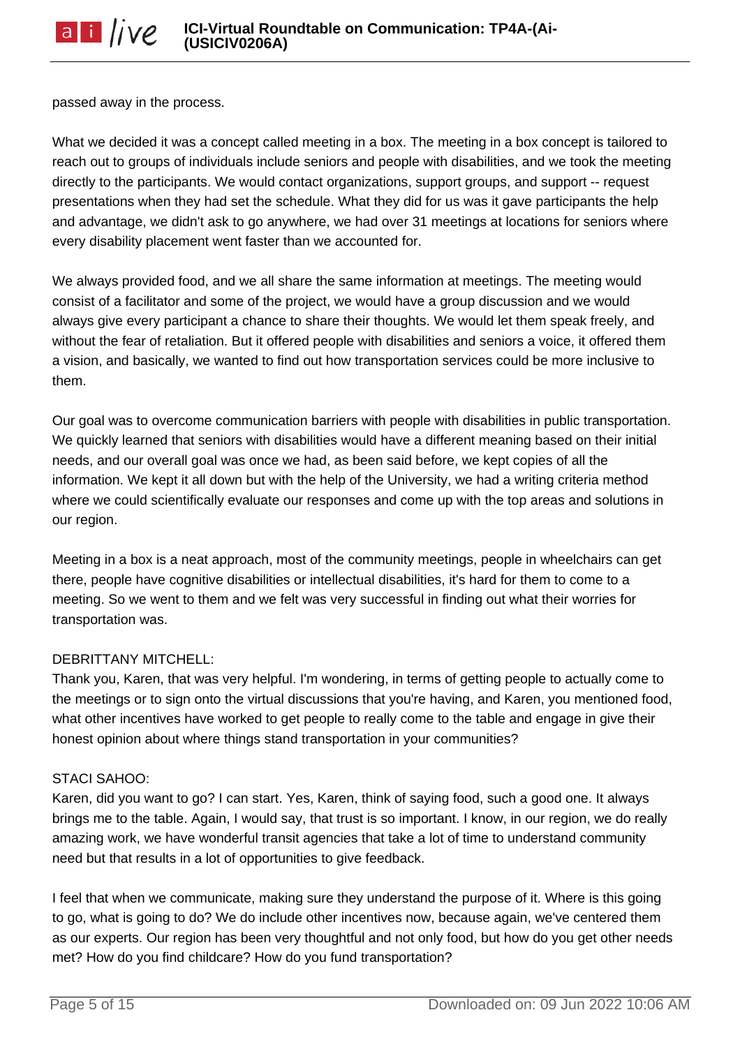passed away in the process.

What we decided it was a concept called meeting in a box. The meeting in a box concept is tailored to reach out to groups of individuals include seniors and people with disabilities, and we took the meeting directly to the participants. We would contact organizations, support groups, and support -- request presentations when they had set the schedule. What they did for us was it gave participants the help and advantage, we didn't ask to go anywhere, we had over 31 meetings at locations for seniors where every disability placement went faster than we accounted for.

We always provided food, and we all share the same information at meetings. The meeting would consist of a facilitator and some of the project, we would have a group discussion and we would always give every participant a chance to share their thoughts. We would let them speak freely, and without the fear of retaliation. But it offered people with disabilities and seniors a voice, it offered them a vision, and basically, we wanted to find out how transportation services could be more inclusive to them.

Our goal was to overcome communication barriers with people with disabilities in public transportation. We quickly learned that seniors with disabilities would have a different meaning based on their initial needs, and our overall goal was once we had, as been said before, we kept copies of all the information. We kept it all down but with the help of the University, we had a writing criteria method where we could scientifically evaluate our responses and come up with the top areas and solutions in our region.

Meeting in a box is a neat approach, most of the community meetings, people in wheelchairs can get there, people have cognitive disabilities or intellectual disabilities, it's hard for them to come to a meeting. So we went to them and we felt was very successful in finding out what their worries for transportation was.

DEBRITTANY MITCHELL:
Thank you, Karen, that was very helpful. I'm wondering, in terms of getting people to actually come to the meetings or to sign onto the virtual discussions that you're having, and Karen, you mentioned food, what other incentives have worked to get people to really come to the table and engage in give their honest opinion about where things stand transportation in your communities?

STACI SAHOO:
Karen, did you want to go? I can start. Yes, Karen, think of saying food, such a good one. It always brings me to the table. Again, I would say, that trust is so important. I know, in our region, we do really amazing work, we have wonderful transit agencies that take a lot of time to understand community need but that results in a lot of opportunities to give feedback.

I feel that when we communicate, making sure they understand the purpose of it. Where is this going to go, what is going to do? We do include other incentives now, because again, we've centered them as our experts. Our region has been very thoughtful and not only food, but how do you get other needs met? How do you find childcare? How do you fund transportation?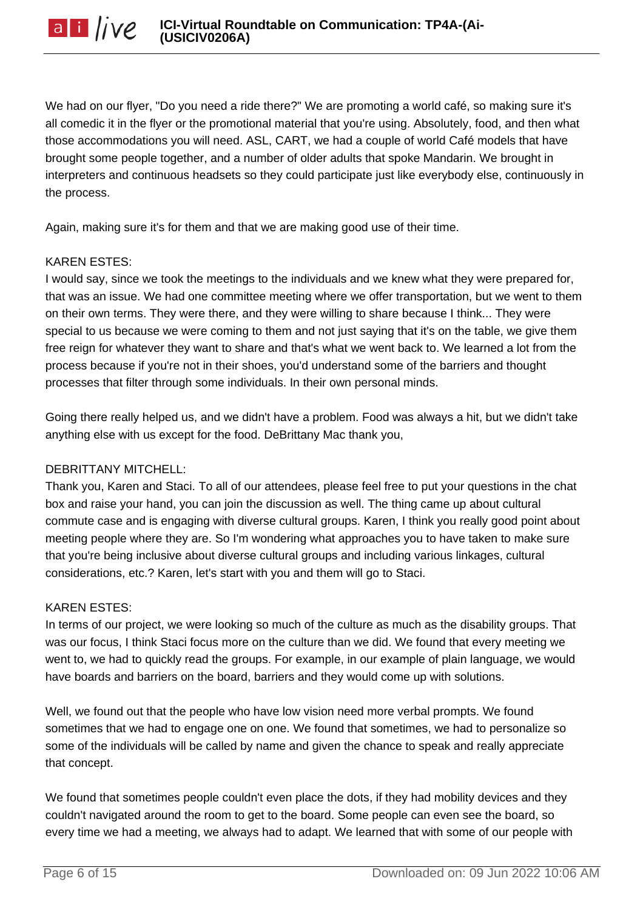We had on our flyer, "Do you need a ride there?" We are promoting a world café, so making sure it's all comedic it in the flyer or the promotional material that you're using. Absolutely, food, and then what those accommodations you will need. ASL, CART, we had a couple of world Café models that have brought some people together, and a number of older adults that spoke Mandarin. We brought in interpreters and continuous headsets so they could participate just like everybody else, continuously in the process.

Again, making sure it's for them and that we are making good use of their time.

KAREN ESTES:
I would say, since we took the meetings to the individuals and we knew what they were prepared for, that was an issue. We had one committee meeting where we offer transportation, but we went to them on their own terms. They were there, and they were willing to share because I think... They were special to us because we were coming to them and not just saying that it's on the table, we give them free reign for whatever they want to share and that's what we went back to. We learned a lot from the process because if you're not in their shoes, you'd understand some of the barriers and thought processes that filter through some individuals. In their own personal minds.

Going there really helped us, and we didn't have a problem. Food was always a hit, but we didn't take anything else with us except for the food. DeBrittany Mac thank you,

DEBRITTANY MITCHELL:
Thank you, Karen and Staci. To all of our attendees, please feel free to put your questions in the chat box and raise your hand, you can join the discussion as well. The thing came up about cultural commute case and is engaging with diverse cultural groups. Karen, I think you really good point about meeting people where they are. So I'm wondering what approaches you to have taken to make sure that you're being inclusive about diverse cultural groups and including various linkages, cultural considerations, etc.? Karen, let's start with you and them will go to Staci.

KAREN ESTES:
In terms of our project, we were looking so much of the culture as much as the disability groups. That was our focus, I think Staci focus more on the culture than we did. We found that every meeting we went to, we had to quickly read the groups. For example, in our example of plain language, we would have boards and barriers on the board, barriers and they would come up with solutions.

Well, we found out that the people who have low vision need more verbal prompts. We found sometimes that we had to engage one on one. We found that sometimes, we had to personalize so some of the individuals will be called by name and given the chance to speak and really appreciate that concept.

We found that sometimes people couldn't even place the dots, if they had mobility devices and they couldn't navigated around the room to get to the board. Some people can even see the board, so every time we had a meeting, we always had to adapt. We learned that with some of our people with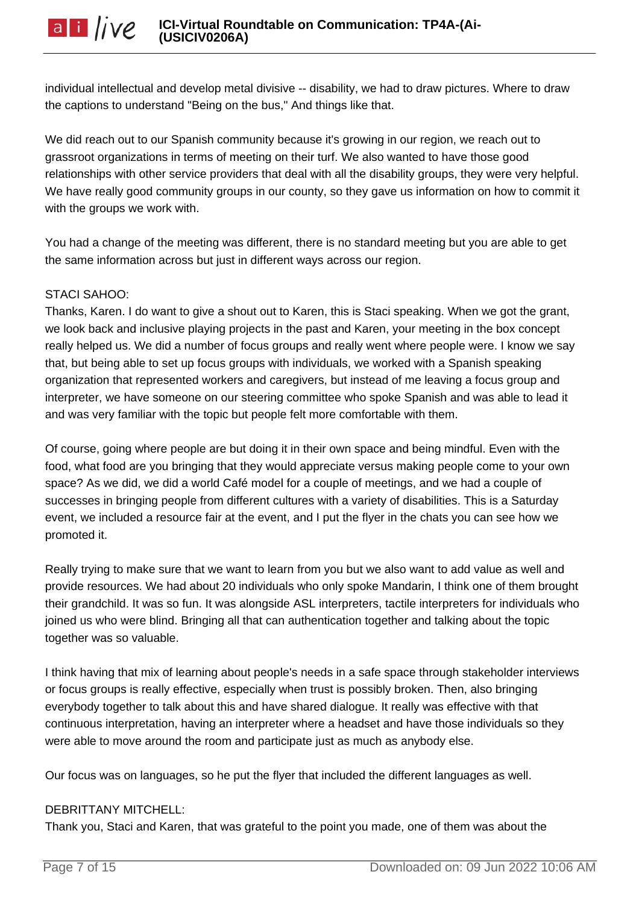individual intellectual and develop metal divisive -- disability, we had to draw pictures. Where to draw the captions to understand "Being on the bus," And things like that.

We did reach out to our Spanish community because it's growing in our region, we reach out to grassroot organizations in terms of meeting on their turf. We also wanted to have those good relationships with other service providers that deal with all the disability groups, they were very helpful. We have really good community groups in our county, so they gave us information on how to commit it with the groups we work with.

You had a change of the meeting was different, there is no standard meeting but you are able to get the same information across but just in different ways across our region.

STACI SAHOO:
Thanks, Karen. I do want to give a shout out to Karen, this is Staci speaking. When we got the grant, we look back and inclusive playing projects in the past and Karen, your meeting in the box concept really helped us. We did a number of focus groups and really went where people were. I know we say that, but being able to set up focus groups with individuals, we worked with a Spanish speaking organization that represented workers and caregivers, but instead of me leaving a focus group and interpreter, we have someone on our steering committee who spoke Spanish and was able to lead it and was very familiar with the topic but people felt more comfortable with them.

Of course, going where people are but doing it in their own space and being mindful. Even with the food, what food are you bringing that they would appreciate versus making people come to your own space? As we did, we did a world Café model for a couple of meetings, and we had a couple of successes in bringing people from different cultures with a variety of disabilities. This is a Saturday event, we included a resource fair at the event, and I put the flyer in the chats you can see how we promoted it.

Really trying to make sure that we want to learn from you but we also want to add value as well and provide resources. We had about 20 individuals who only spoke Mandarin, I think one of them brought their grandchild. It was so fun. It was alongside ASL interpreters, tactile interpreters for individuals who joined us who were blind. Bringing all that can authentication together and talking about the topic together was so valuable.

I think having that mix of learning about people's needs in a safe space through stakeholder interviews or focus groups is really effective, especially when trust is possibly broken. Then, also bringing everybody together to talk about this and have shared dialogue. It really was effective with that continuous interpretation, having an interpreter where a headset and have those individuals so they were able to move around the room and participate just as much as anybody else.

Our focus was on languages, so he put the flyer that included the different languages as well.

DEBRITTANY MITCHELL:
Thank you, Staci and Karen, that was grateful to the point you made, one of them was about the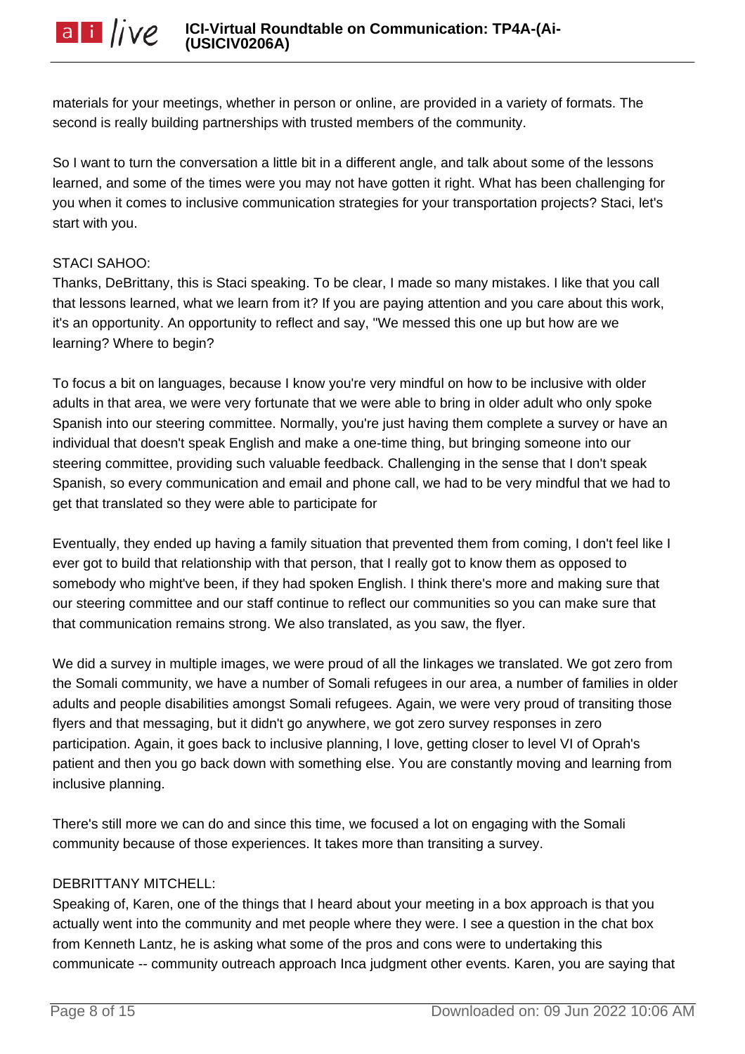materials for your meetings, whether in person or online, are provided in a variety of formats. The second is really building partnerships with trusted members of the community.

So I want to turn the conversation a little bit in a different angle, and talk about some of the lessons learned, and some of the times were you may not have gotten it right. What has been challenging for you when it comes to inclusive communication strategies for your transportation projects? Staci, let's start with you.

STACI SAHOO:
Thanks, DeBrittany, this is Staci speaking. To be clear, I made so many mistakes. I like that you call that lessons learned, what we learn from it? If you are paying attention and you care about this work, it's an opportunity. An opportunity to reflect and say, "We messed this one up but how are we learning? Where to begin?

To focus a bit on languages, because I know you're very mindful on how to be inclusive with older adults in that area, we were very fortunate that we were able to bring in older adult who only spoke Spanish into our steering committee. Normally, you're just having them complete a survey or have an individual that doesn't speak English and make a one-time thing, but bringing someone into our steering committee, providing such valuable feedback. Challenging in the sense that I don't speak Spanish, so every communication and email and phone call, we had to be very mindful that we had to get that translated so they were able to participate for

Eventually, they ended up having a family situation that prevented them from coming, I don't feel like I ever got to build that relationship with that person, that I really got to know them as opposed to somebody who might've been, if they had spoken English. I think there's more and making sure that our steering committee and our staff continue to reflect our communities so you can make sure that that communication remains strong. We also translated, as you saw, the flyer.

We did a survey in multiple images, we were proud of all the linkages we translated. We got zero from the Somali community, we have a number of Somali refugees in our area, a number of families in older adults and people disabilities amongst Somali refugees. Again, we were very proud of transiting those flyers and that messaging, but it didn't go anywhere, we got zero survey responses in zero participation. Again, it goes back to inclusive planning, I love, getting closer to level VI of Oprah's patient and then you go back down with something else. You are constantly moving and learning from inclusive planning.

There's still more we can do and since this time, we focused a lot on engaging with the Somali community because of those experiences. It takes more than transiting a survey.

DEBRITTANY MITCHELL:
Speaking of, Karen, one of the things that I heard about your meeting in a box approach is that you actually went into the community and met people where they were. I see a question in the chat box from Kenneth Lantz, he is asking what some of the pros and cons were to undertaking this communicate -- community outreach approach Inca judgment other events. Karen, you are saying that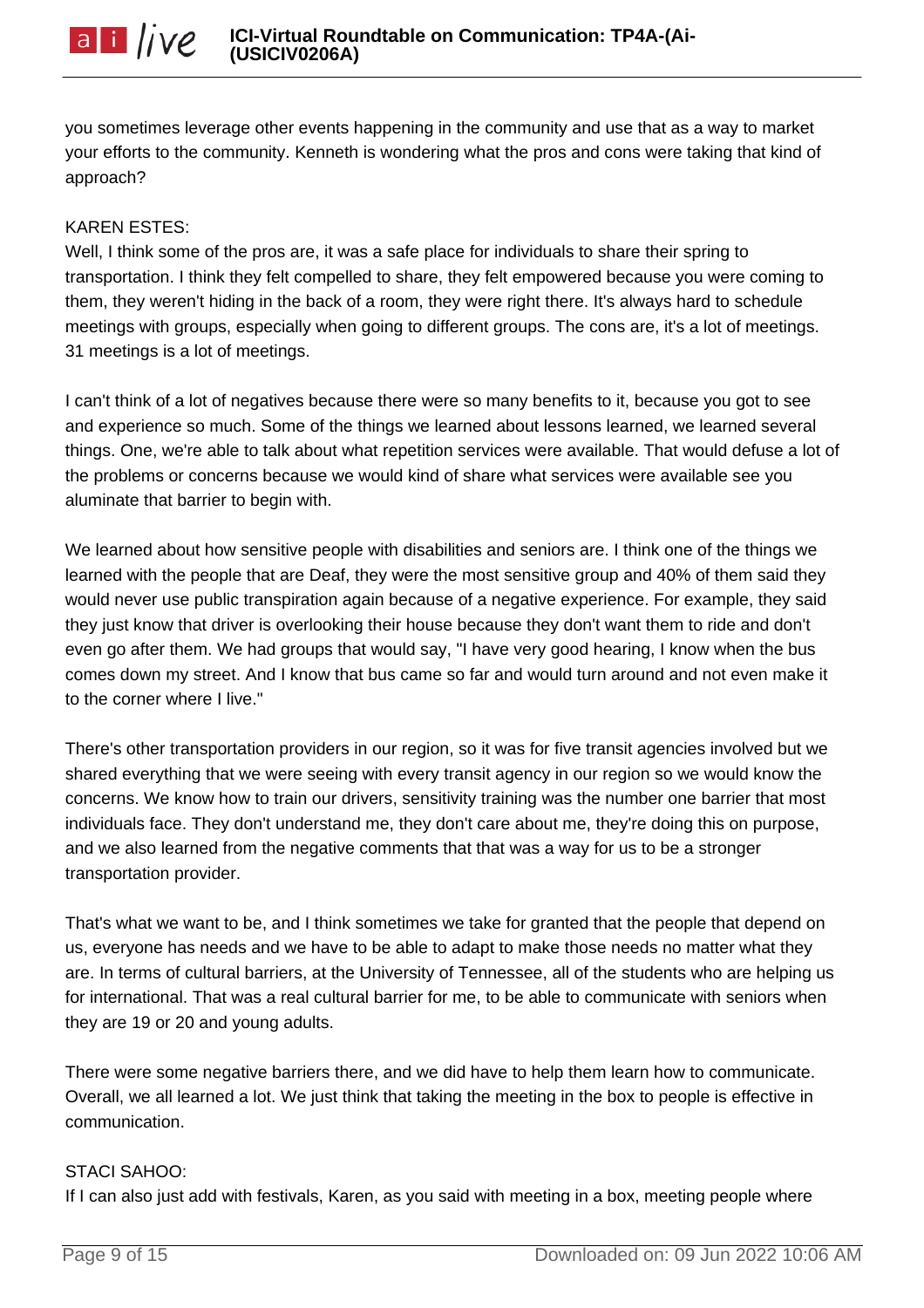you sometimes leverage other events happening in the community and use that as a way to market your efforts to the community. Kenneth is wondering what the pros and cons were taking that kind of approach?

KAREN ESTES:
Well, I think some of the pros are, it was a safe place for individuals to share their spring to transportation. I think they felt compelled to share, they felt empowered because you were coming to them, they weren't hiding in the back of a room, they were right there. It's always hard to schedule meetings with groups, especially when going to different groups. The cons are, it's a lot of meetings. 31 meetings is a lot of meetings.

I can't think of a lot of negatives because there were so many benefits to it, because you got to see and experience so much. Some of the things we learned about lessons learned, we learned several things. One, we're able to talk about what repetition services were available. That would defuse a lot of the problems or concerns because we would kind of share what services were available see you aluminate that barrier to begin with.

We learned about how sensitive people with disabilities and seniors are. I think one of the things we learned with the people that are Deaf, they were the most sensitive group and 40% of them said they would never use public transpiration again because of a negative experience. For example, they said they just know that driver is overlooking their house because they don't want them to ride and don't even go after them. We had groups that would say, "I have very good hearing, I know when the bus comes down my street. And I know that bus came so far and would turn around and not even make it to the corner where I live."

There's other transportation providers in our region, so it was for five transit agencies involved but we shared everything that we were seeing with every transit agency in our region so we would know the concerns. We know how to train our drivers, sensitivity training was the number one barrier that most individuals face. They don't understand me, they don't care about me, they're doing this on purpose, and we also learned from the negative comments that that was a way for us to be a stronger transportation provider.

That's what we want to be, and I think sometimes we take for granted that the people that depend on us, everyone has needs and we have to be able to adapt to make those needs no matter what they are. In terms of cultural barriers, at the University of Tennessee, all of the students who are helping us for international. That was a real cultural barrier for me, to be able to communicate with seniors when they are 19 or 20 and young adults.

There were some negative barriers there, and we did have to help them learn how to communicate. Overall, we all learned a lot. We just think that taking the meeting in the box to people is effective in communication.

STACI SAHOO:
If I can also just add with festivals, Karen, as you said with meeting in a box, meeting people where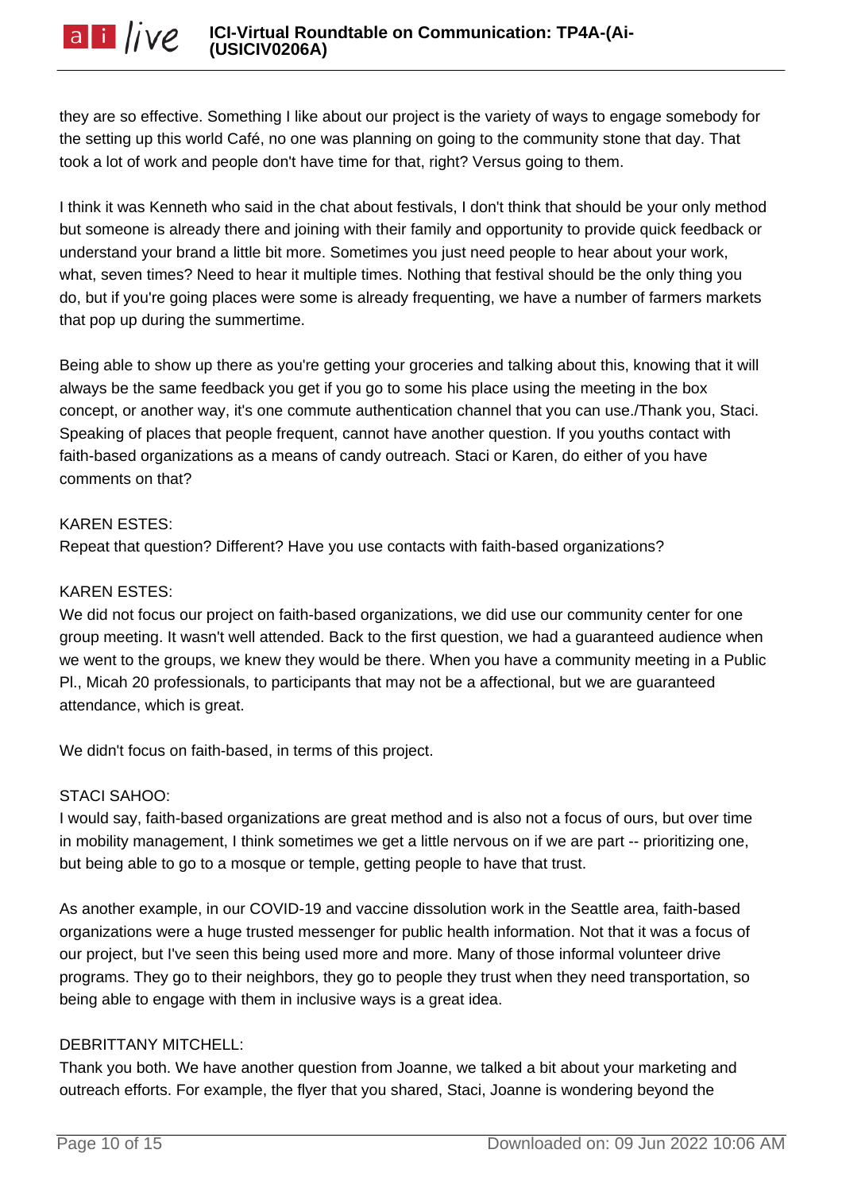they are so effective. Something I like about our project is the variety of ways to engage somebody for the setting up this world Café, no one was planning on going to the community stone that day. That took a lot of work and people don't have time for that, right? Versus going to them.

I think it was Kenneth who said in the chat about festivals, I don't think that should be your only method but someone is already there and joining with their family and opportunity to provide quick feedback or understand your brand a little bit more. Sometimes you just need people to hear about your work, what, seven times? Need to hear it multiple times. Nothing that festival should be the only thing you do, but if you're going places were some is already frequenting, we have a number of farmers markets that pop up during the summertime.

Being able to show up there as you're getting your groceries and talking about this, knowing that it will always be the same feedback you get if you go to some his place using the meeting in the box concept, or another way, it's one commute authentication channel that you can use./Thank you, Staci. Speaking of places that people frequent, cannot have another question. If you youths contact with faith-based organizations as a means of candy outreach. Staci or Karen, do either of you have comments on that?

KAREN ESTES:
Repeat that question? Different? Have you use contacts with faith-based organizations?

KAREN ESTES:
We did not focus our project on faith-based organizations, we did use our community center for one group meeting. It wasn't well attended. Back to the first question, we had a guaranteed audience when we went to the groups, we knew they would be there. When you have a community meeting in a Public Pl., Micah 20 professionals, to participants that may not be a affectional, but we are guaranteed attendance, which is great.

We didn't focus on faith-based, in terms of this project.

STACI SAHOO:
I would say, faith-based organizations are great method and is also not a focus of ours, but over time in mobility management, I think sometimes we get a little nervous on if we are part -- prioritizing one, but being able to go to a mosque or temple, getting people to have that trust.

As another example, in our COVID-19 and vaccine dissolution work in the Seattle area, faith-based organizations were a huge trusted messenger for public health information. Not that it was a focus of our project, but I've seen this being used more and more. Many of those informal volunteer drive programs. They go to their neighbors, they go to people they trust when they need transportation, so being able to engage with them in inclusive ways is a great idea.

DEBRITTANY MITCHELL:
Thank you both. We have another question from Joanne, we talked a bit about your marketing and outreach efforts. For example, the flyer that you shared, Staci, Joanne is wondering beyond the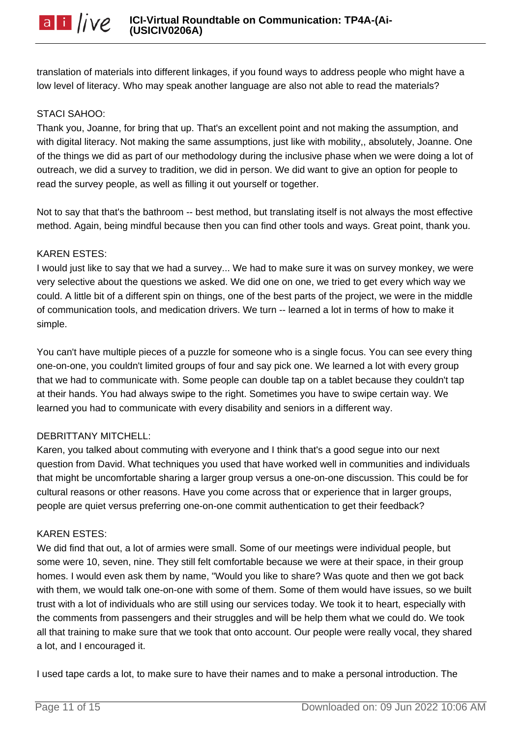translation of materials into different linkages, if you found ways to address people who might have a low level of literacy. Who may speak another language are also not able to read the materials?

STACI SAHOO:
Thank you, Joanne, for bring that up. That's an excellent point and not making the assumption, and with digital literacy. Not making the same assumptions, just like with mobility,, absolutely, Joanne. One of the things we did as part of our methodology during the inclusive phase when we were doing a lot of outreach, we did a survey to tradition, we did in person. We did want to give an option for people to read the survey people, as well as filling it out yourself or together.

Not to say that that's the bathroom -- best method, but translating itself is not always the most effective method. Again, being mindful because then you can find other tools and ways. Great point, thank you.

KAREN ESTES:
I would just like to say that we had a survey... We had to make sure it was on survey monkey, we were very selective about the questions we asked. We did one on one, we tried to get every which way we could. A little bit of a different spin on things, one of the best parts of the project, we were in the middle of communication tools, and medication drivers. We turn -- learned a lot in terms of how to make it simple.

You can't have multiple pieces of a puzzle for someone who is a single focus. You can see every thing one-on-one, you couldn't limited groups of four and say pick one. We learned a lot with every group that we had to communicate with. Some people can double tap on a tablet because they couldn't tap at their hands. You had always swipe to the right. Sometimes you have to swipe certain way. We learned you had to communicate with every disability and seniors in a different way.

DEBRITTANY MITCHELL:
Karen, you talked about commuting with everyone and I think that's a good segue into our next question from David. What techniques you used that have worked well in communities and individuals that might be uncomfortable sharing a larger group versus a one-on-one discussion. This could be for cultural reasons or other reasons. Have you come across that or experience that in larger groups, people are quiet versus preferring one-on-one commit authentication to get their feedback?

KAREN ESTES:
We did find that out, a lot of armies were small. Some of our meetings were individual people, but some were 10, seven, nine. They still felt comfortable because we were at their space, in their group homes. I would even ask them by name, "Would you like to share? Was quote and then we got back with them, we would talk one-on-one with some of them. Some of them would have issues, so we built trust with a lot of individuals who are still using our services today. We took it to heart, especially with the comments from passengers and their struggles and will be help them what we could do. We took all that training to make sure that we took that onto account. Our people were really vocal, they shared a lot, and I encouraged it.

I used tape cards a lot, to make sure to have their names and to make a personal introduction. The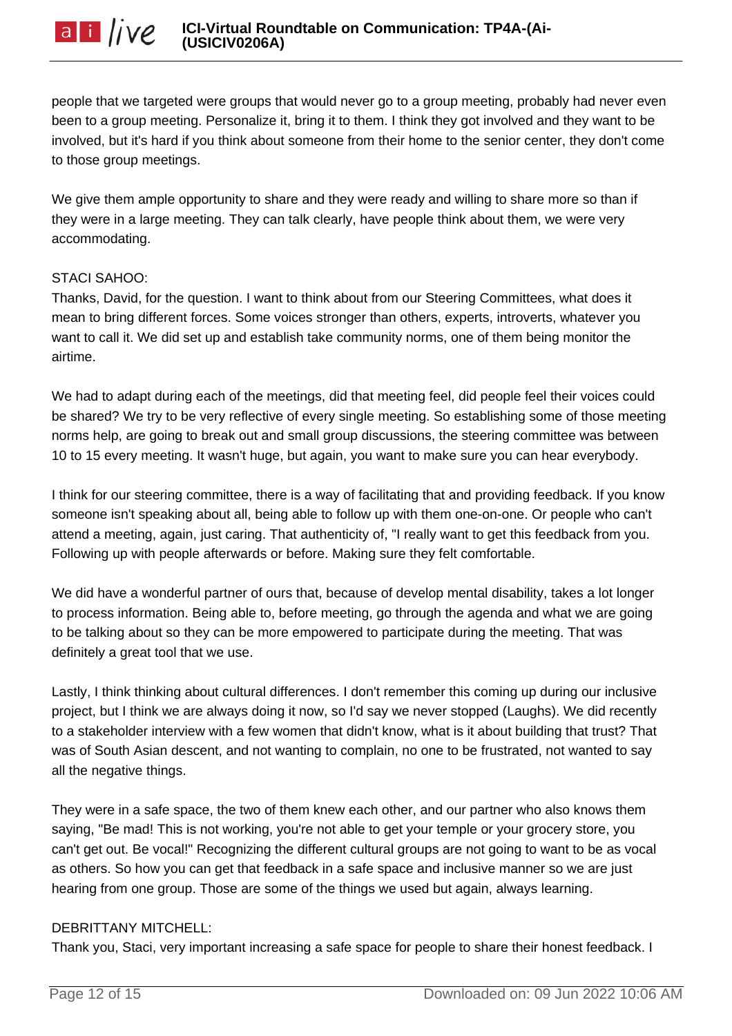people that we targeted were groups that would never go to a group meeting, probably had never even been to a group meeting. Personalize it, bring it to them. I think they got involved and they want to be involved, but it's hard if you think about someone from their home to the senior center, they don't come to those group meetings.

We give them ample opportunity to share and they were ready and willing to share more so than if they were in a large meeting. They can talk clearly, have people think about them, we were very accommodating.

STACI SAHOO:
Thanks, David, for the question. I want to think about from our Steering Committees, what does it mean to bring different forces. Some voices stronger than others, experts, introverts, whatever you want to call it. We did set up and establish take community norms, one of them being monitor the airtime.

We had to adapt during each of the meetings, did that meeting feel, did people feel their voices could be shared? We try to be very reflective of every single meeting. So establishing some of those meeting norms help, are going to break out and small group discussions, the steering committee was between 10 to 15 every meeting. It wasn't huge, but again, you want to make sure you can hear everybody.

I think for our steering committee, there is a way of facilitating that and providing feedback. If you know someone isn't speaking about all, being able to follow up with them one-on-one. Or people who can't attend a meeting, again, just caring. That authenticity of, "I really want to get this feedback from you. Following up with people afterwards or before. Making sure they felt comfortable.

We did have a wonderful partner of ours that, because of develop mental disability, takes a lot longer to process information. Being able to, before meeting, go through the agenda and what we are going to be talking about so they can be more empowered to participate during the meeting. That was definitely a great tool that we use.

Lastly, I think thinking about cultural differences. I don't remember this coming up during our inclusive project, but I think we are always doing it now, so I'd say we never stopped (Laughs). We did recently to a stakeholder interview with a few women that didn't know, what is it about building that trust? That was of South Asian descent, and not wanting to complain, no one to be frustrated, not wanted to say all the negative things.

They were in a safe space, the two of them knew each other, and our partner who also knows them saying, "Be mad! This is not working, you're not able to get your temple or your grocery store, you can't get out. Be vocal!" Recognizing the different cultural groups are not going to want to be as vocal as others. So how you can get that feedback in a safe space and inclusive manner so we are just hearing from one group. Those are some of the things we used but again, always learning.

DEBRITTANY MITCHELL:
Thank you, Staci, very important increasing a safe space for people to share their honest feedback. I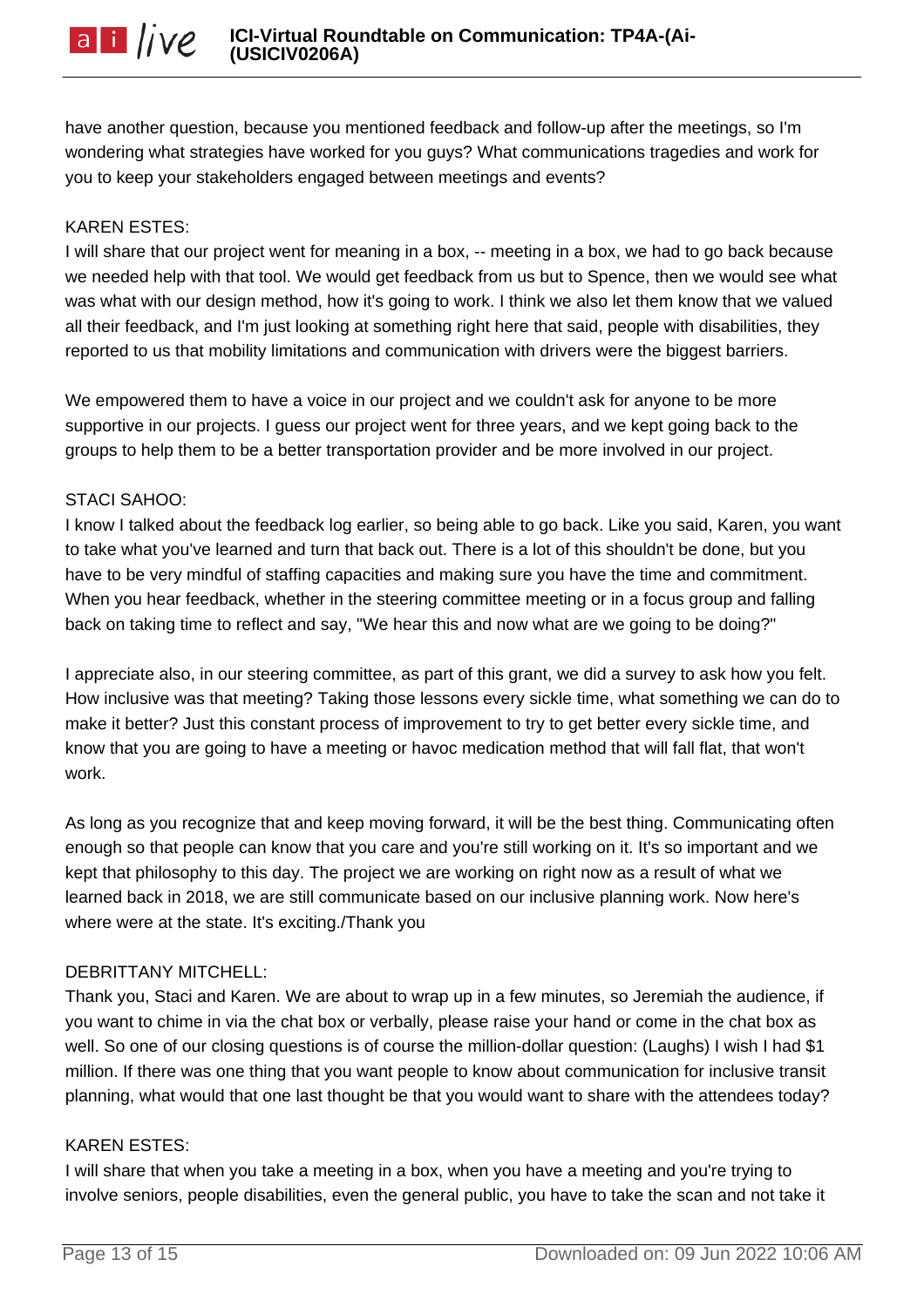have another question, because you mentioned feedback and follow-up after the meetings, so I'm wondering what strategies have worked for you guys? What communications tragedies and work for you to keep your stakeholders engaged between meetings and events?

KAREN ESTES:
I will share that our project went for meaning in a box, -- meeting in a box, we had to go back because we needed help with that tool. We would get feedback from us but to Spence, then we would see what was what with our design method, how it's going to work. I think we also let them know that we valued all their feedback, and I'm just looking at something right here that said, people with disabilities, they reported to us that mobility limitations and communication with drivers were the biggest barriers.

We empowered them to have a voice in our project and we couldn't ask for anyone to be more supportive in our projects. I guess our project went for three years, and we kept going back to the groups to help them to be a better transportation provider and be more involved in our project.

STACI SAHOO:
I know I talked about the feedback log earlier, so being able to go back. Like you said, Karen, you want to take what you've learned and turn that back out. There is a lot of this shouldn't be done, but you have to be very mindful of staffing capacities and making sure you have the time and commitment. When you hear feedback, whether in the steering committee meeting or in a focus group and falling back on taking time to reflect and say, "We hear this and now what are we going to be doing?"

I appreciate also, in our steering committee, as part of this grant, we did a survey to ask how you felt. How inclusive was that meeting? Taking those lessons every sickle time, what something we can do to make it better? Just this constant process of improvement to try to get better every sickle time, and know that you are going to have a meeting or havoc medication method that will fall flat, that won't work.

As long as you recognize that and keep moving forward, it will be the best thing. Communicating often enough so that people can know that you care and you're still working on it. It's so important and we kept that philosophy to this day. The project we are working on right now as a result of what we learned back in 2018, we are still communicate based on our inclusive planning work. Now here's where were at the state. It's exciting./Thank you

DEBRITTANY MITCHELL:
Thank you, Staci and Karen. We are about to wrap up in a few minutes, so Jeremiah the audience, if you want to chime in via the chat box or verbally, please raise your hand or come in the chat box as well. So one of our closing questions is of course the million-dollar question: (Laughs) I wish I had $1 million. If there was one thing that you want people to know about communication for inclusive transit planning, what would that one last thought be that you would want to share with the attendees today?

KAREN ESTES:
I will share that when you take a meeting in a box, when you have a meeting and you're trying to involve seniors, people disabilities, even the general public, you have to take the scan and not take it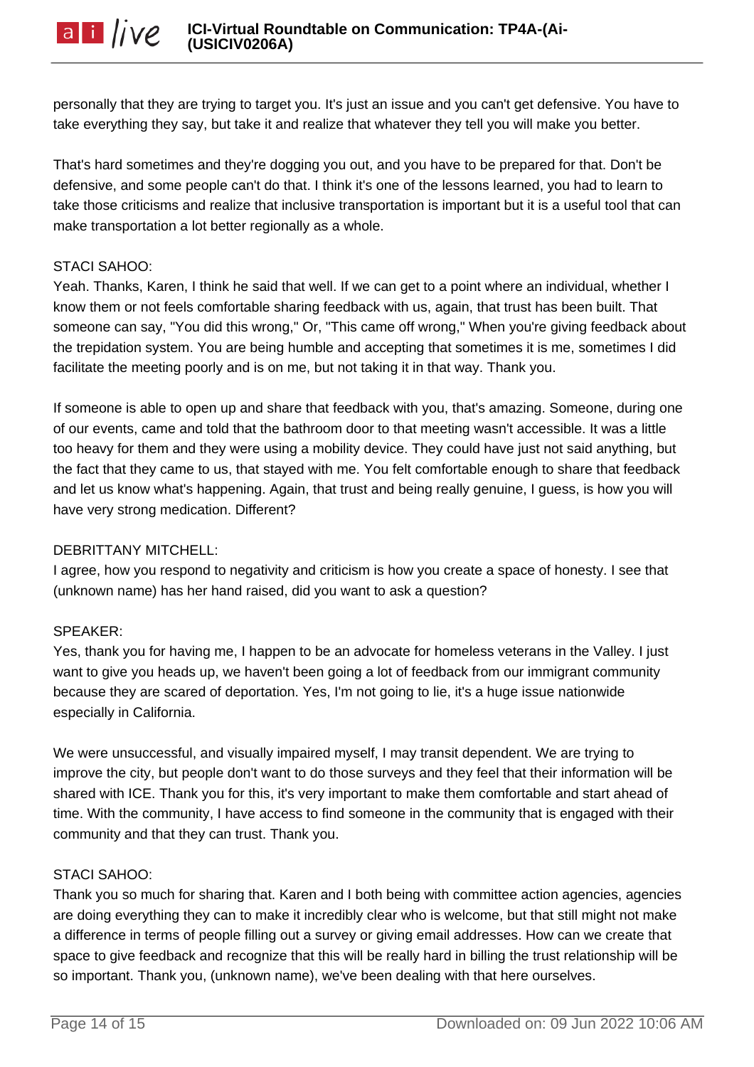personally that they are trying to target you. It's just an issue and you can't get defensive. You have to take everything they say, but take it and realize that whatever they tell you will make you better.

That's hard sometimes and they're dogging you out, and you have to be prepared for that. Don't be defensive, and some people can't do that. I think it's one of the lessons learned, you had to learn to take those criticisms and realize that inclusive transportation is important but it is a useful tool that can make transportation a lot better regionally as a whole.

STACI SAHOO:
Yeah. Thanks, Karen, I think he said that well. If we can get to a point where an individual, whether I know them or not feels comfortable sharing feedback with us, again, that trust has been built. That someone can say, "You did this wrong," Or, "This came off wrong," When you're giving feedback about the trepidation system. You are being humble and accepting that sometimes it is me, sometimes I did facilitate the meeting poorly and is on me, but not taking it in that way. Thank you.

If someone is able to open up and share that feedback with you, that's amazing. Someone, during one of our events, came and told that the bathroom door to that meeting wasn't accessible. It was a little too heavy for them and they were using a mobility device. They could have just not said anything, but the fact that they came to us, that stayed with me. You felt comfortable enough to share that feedback and let us know what's happening. Again, that trust and being really genuine, I guess, is how you will have very strong medication. Different?

DEBRITTANY MITCHELL:
I agree, how you respond to negativity and criticism is how you create a space of honesty. I see that (unknown name) has her hand raised, did you want to ask a question?

SPEAKER:
Yes, thank you for having me, I happen to be an advocate for homeless veterans in the Valley. I just want to give you heads up, we haven't been going a lot of feedback from our immigrant community because they are scared of deportation. Yes, I'm not going to lie, it's a huge issue nationwide especially in California.

We were unsuccessful, and visually impaired myself, I may transit dependent. We are trying to improve the city, but people don't want to do those surveys and they feel that their information will be shared with ICE. Thank you for this, it's very important to make them comfortable and start ahead of time. With the community, I have access to find someone in the community that is engaged with their community and that they can trust. Thank you.

STACI SAHOO:
Thank you so much for sharing that. Karen and I both being with committee action agencies, agencies are doing everything they can to make it incredibly clear who is welcome, but that still might not make a difference in terms of people filling out a survey or giving email addresses. How can we create that space to give feedback and recognize that this will be really hard in billing the trust relationship will be so important. Thank you, (unknown name), we've been dealing with that here ourselves.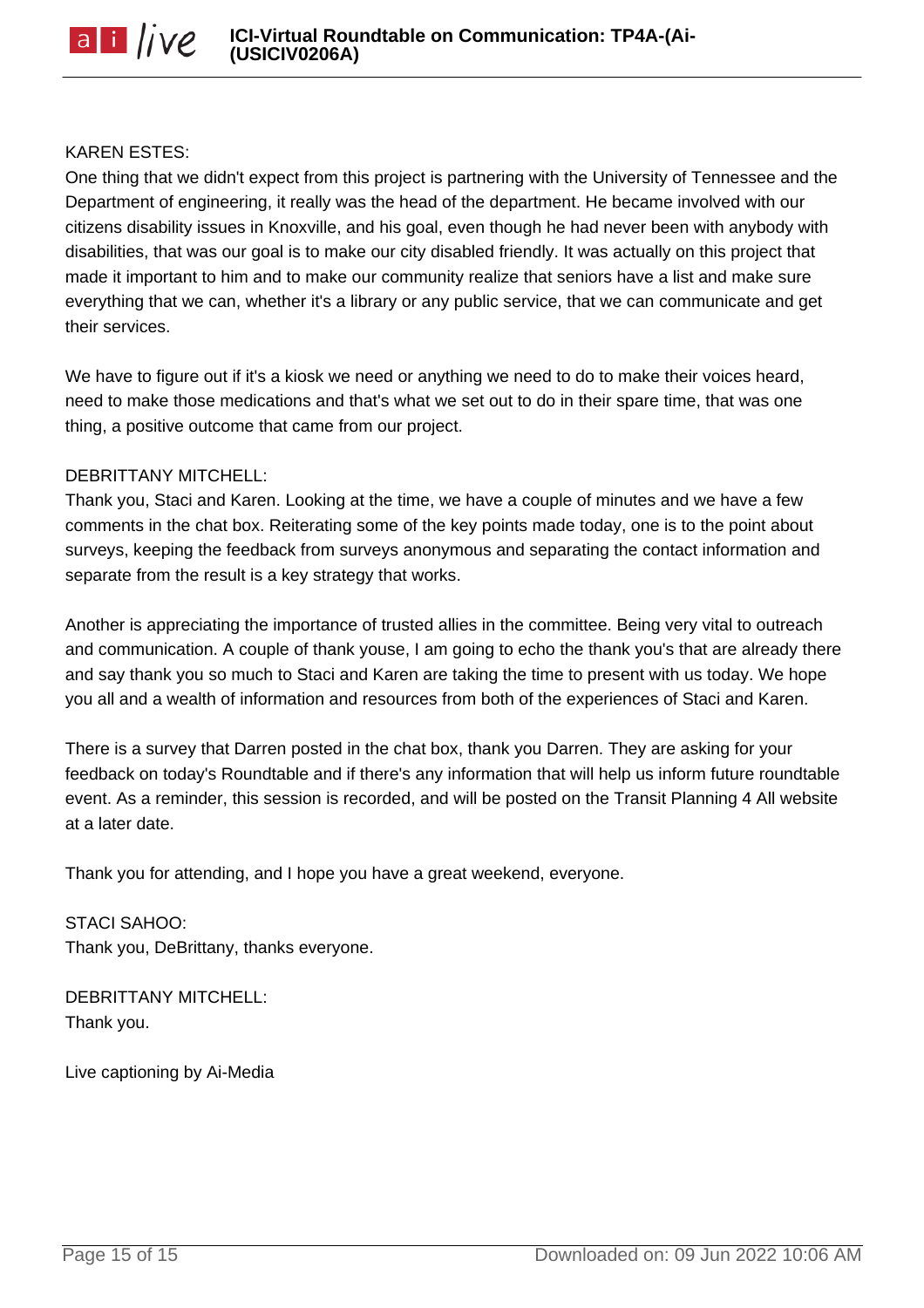KAREN ESTES:
One thing that we didn't expect from this project is partnering with the University of Tennessee and the Department of engineering, it really was the head of the department. He became involved with our citizens disability issues in Knoxville, and his goal, even though he had never been with anybody with disabilities, that was our goal is to make our city disabled friendly. It was actually on this project that made it important to him and to make our community realize that seniors have a list and make sure everything that we can, whether it's a library or any public service, that we can communicate and get their services.

We have to figure out if it's a kiosk we need or anything we need to do to make their voices heard, need to make those medications and that's what we set out to do in their spare time, that was one thing, a positive outcome that came from our project.

DEBRITTANY MITCHELL:
Thank you, Staci and Karen. Looking at the time, we have a couple of minutes and we have a few comments in the chat box. Reiterating some of the key points made today, one is to the point about surveys, keeping the feedback from surveys anonymous and separating the contact information and separate from the result is a key strategy that works.

Another is appreciating the importance of trusted allies in the committee. Being very vital to outreach and communication. A couple of thank youse, I am going to echo the thank you's that are already there and say thank you so much to Staci and Karen are taking the time to present with us today. We hope you all and a wealth of information and resources from both of the experiences of Staci and Karen.

There is a survey that Darren posted in the chat box, thank you Darren. They are asking for your feedback on today's Roundtable and if there's any information that will help us inform future roundtable event. As a reminder, this session is recorded, and will be posted on the Transit Planning 4 All website at a later date.

Thank you for attending, and I hope you have a great weekend, everyone.

STACI SAHOO:
Thank you, DeBrittany, thanks everyone.

DEBRITTANY MITCHELL:
Thank you.

Live captioning by Ai-Media